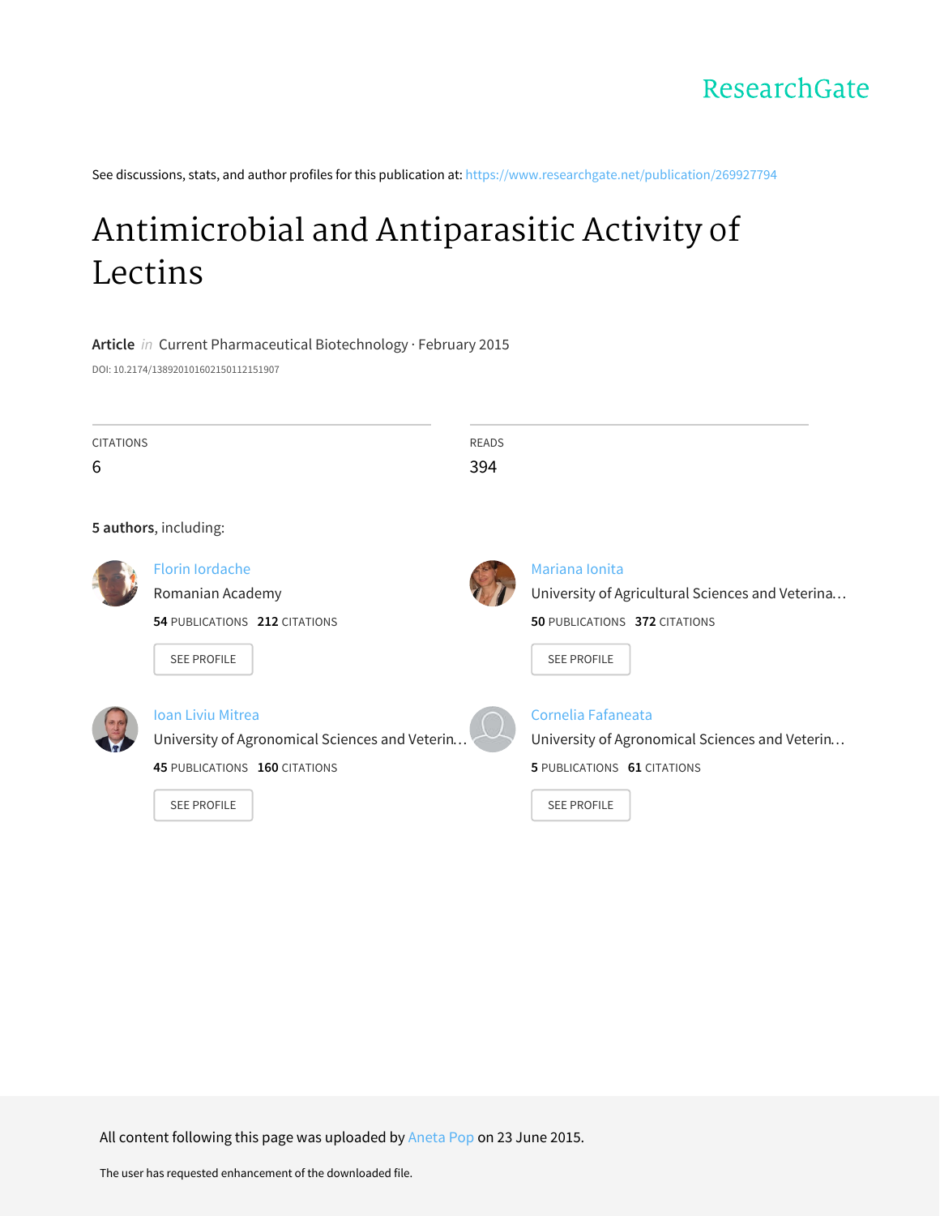ResearchGate

See discussions, stats, and author profiles for this publication at: https://www.researchgate.net/publication/269927794

# Antimicrobial and Antiparasitic Activity of Lectins

**Article** *in* Current Pharmaceutical Biotechnology · February 2015

DOI: 10.2174/1389201016021501121519​07

| CITATIONS | READS |
|---|---|
| 6 | 394 |

**5 authors**, including:

Florin Iordache
Romanian Academy
**54** PUBLICATIONS **212** CITATIONS
SEE PROFILE

Mariana Ionita
University of Agricultural Sciences and Veterina…
**50** PUBLICATIONS **372** CITATIONS
SEE PROFILE

Ioan Liviu Mitrea
University of Agronomical Sciences and Veterin…
**45** PUBLICATIONS **160** CITATIONS
SEE PROFILE

Cornelia Fafaneata
University of Agronomical Sciences and Veterin…
**5** PUBLICATIONS **61** CITATIONS
SEE PROFILE

All content following this page was uploaded by Aneta Pop on 23 June 2015.

The user has requested enhancement of the downloaded file.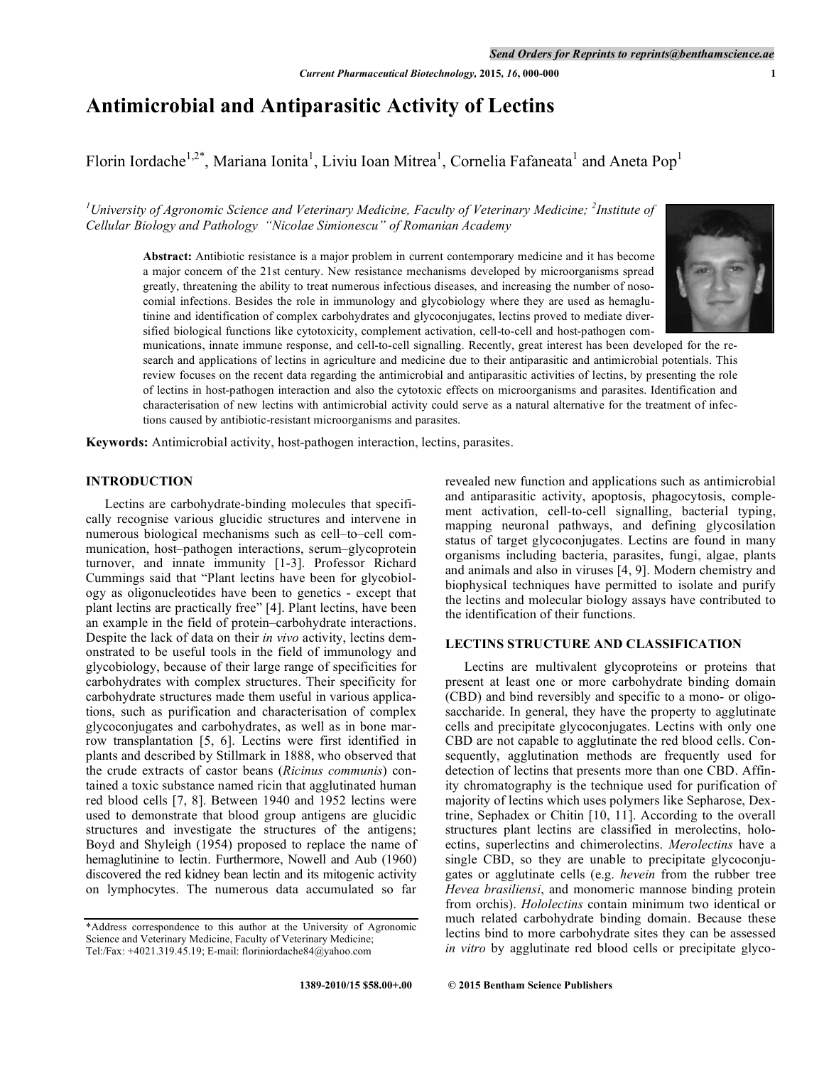# Antimicrobial and Antiparasitic Activity of Lectins

Florin Iordache[1,2*], Mariana Ionita[1], Liviu Ioan Mitrea[1], Cornelia Fafaneata[1] and Aneta Pop[1]

[1]*University of Agronomic Science and Veterinary Medicine, Faculty of Veterinary Medicine;* [2]*Institute of Cellular Biology and Pathology "Nicolae Simionescu" of Romanian Academy*

**Abstract:** Antibiotic resistance is a major problem in current contemporary medicine and it has become a major concern of the 21st century. New resistance mechanisms developed by microorganisms spread greatly, threatening the ability to treat numerous infectious diseases, and increasing the number of nosocomial infections. Besides the role in immunology and glycobiology where they are used as hemaglutinine and identification of complex carbohydrates and glycoconjugates, lectins proved to mediate diversified biological functions like cytotoxicity, complement activation, cell-to-cell and host-pathogen communications, innate immune response, and cell-to-cell signalling. Recently, great interest has been developed for the research and applications of lectins in agriculture and medicine due to their antiparasitic and antimicrobial potentials. This review focuses on the recent data regarding the antimicrobial and antiparasitic activities of lectins, by presenting the role of lectins in host-pathogen interaction and also the cytotoxic effects on microorganisms and parasites. Identification and characterisation of new lectins with antimicrobial activity could serve as a natural alternative for the treatment of infections caused by antibiotic-resistant microorganisms and parasites.

**Keywords:** Antimicrobial activity, host-pathogen interaction, lectins, parasites.

## INTRODUCTION

Lectins are carbohydrate-binding molecules that specifically recognise various glucidic structures and intervene in numerous biological mechanisms such as cell–to–cell communication, host–pathogen interactions, serum–glycoprotein turnover, and innate immunity [1-3]. Professor Richard Cummings said that "Plant lectins have been for glycobiology as oligonucleotides have been to genetics - except that plant lectins are practically free" [4]. Plant lectins, have been an example in the field of protein–carbohydrate interactions. Despite the lack of data on their *in vivo* activity, lectins demonstrated to be useful tools in the field of immunology and glycobiology, because of their large range of specificities for carbohydrates with complex structures. Their specificity for carbohydrate structures made them useful in various applications, such as purification and characterisation of complex glycoconjugates and carbohydrates, as well as in bone marrow transplantation [5, 6]. Lectins were first identified in plants and described by Stillmark in 1888, who observed that the crude extracts of castor beans (*Ricinus communis*) contained a toxic substance named ricin that agglutinated human red blood cells [7, 8]. Between 1940 and 1952 lectins were used to demonstrate that blood group antigens are glucidic structures and investigate the structures of the antigens; Boyd and Shyleigh (1954) proposed to replace the name of hemaglutinine to lectin. Furthermore, Nowell and Aub (1960) discovered the red kidney bean lectin and its mitogenic activity on lymphocytes. The numerous data accumulated so far revealed new function and applications such as antimicrobial and antiparasitic activity, apoptosis, phagocytosis, complement activation, cell-to-cell signalling, bacterial typing, mapping neuronal pathways, and defining glycosilation status of target glycoconjugates. Lectins are found in many organisms including bacteria, parasites, fungi, algae, plants and animals and also in viruses [4, 9]. Modern chemistry and biophysical techniques have permitted to isolate and purify the lectins and molecular biology assays have contributed to the identification of their functions.

## LECTINS STRUCTURE AND CLASSIFICATION

Lectins are multivalent glycoproteins or proteins that present at least one or more carbohydrate binding domain (CBD) and bind reversibly and specific to a mono- or oligosaccharide. In general, they have the property to agglutinate cells and precipitate glycoconjugates. Lectins with only one CBD are not capable to agglutinate the red blood cells. Consequently, agglutination methods are frequently used for detection of lectins that presents more than one CBD. Affinity chromatography is the technique used for purification of majority of lectins which uses polymers like Sepharose, Dextrine, Sephadex or Chitin [10, 11]. According to the overall structures plant lectins are classified in merolectins, hololectins, superlectins and chimerolectins. *Merolectins* have a single CBD, so they are unable to precipitate glycoconjugates or agglutinate cells (e.g. *hevein* from the rubber tree *Hevea brasiliensi*, and monomeric mannose binding protein from orchis). *Hololectins* contain minimum two identical or much related carbohydrate binding domain. Because these lectins bind to more carbohydrate sites they can be assessed *in vitro* by agglutinate red blood cells or precipitate glyco-

*Address correspondence to this author at the University of Agronomic Science and Veterinary Medicine, Faculty of Veterinary Medicine; Tel:/Fax: +4021.319.45.19; E-mail: floriniordache84@yahoo.com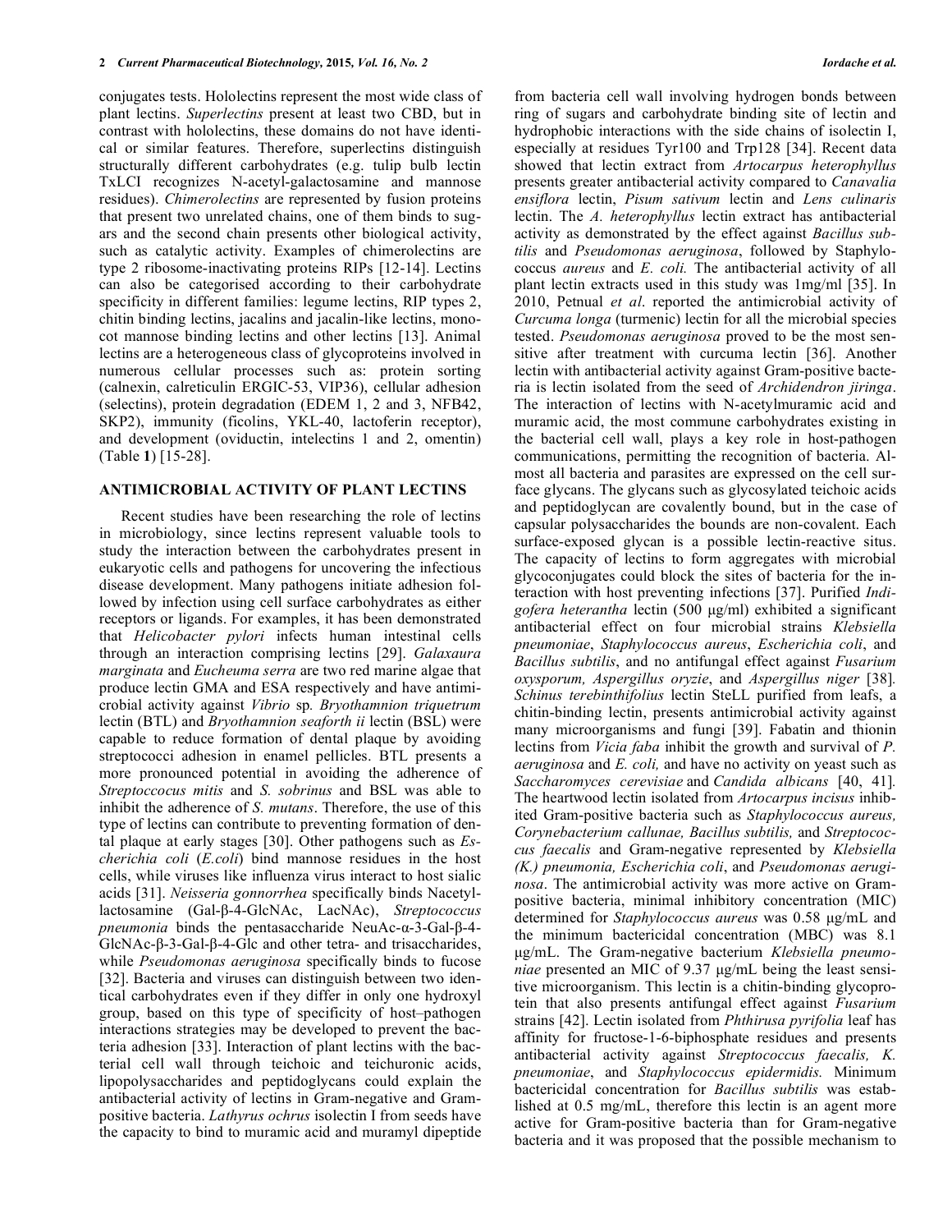conjugates tests. Hololectins represent the most wide class of plant lectins. *Superlectins* present at least two CBD, but in contrast with hololectins, these domains do not have identical or similar features. Therefore, superlectins distinguish structurally different carbohydrates (e.g. tulip bulb lectin TxLCI recognizes N-acetyl-galactosamine and mannose residues). *Chimerolectins* are represented by fusion proteins that present two unrelated chains, one of them binds to sugars and the second chain presents other biological activity, such as catalytic activity. Examples of chimerolectins are type 2 ribosome-inactivating proteins RIPs [12-14]. Lectins can also be categorised according to their carbohydrate specificity in different families: legume lectins, RIP types 2, chitin binding lectins, jacalins and jacalin-like lectins, monocot mannose binding lectins and other lectins [13]. Animal lectins are a heterogeneous class of glycoproteins involved in numerous cellular processes such as: protein sorting (calnexin, calreticulin ERGIC-53, VIP36), cellular adhesion (selectins), protein degradation (EDEM 1, 2 and 3, NFB42, SKP2), immunity (ficolins, YKL-40, lactoferin receptor), and development (oviductin, intelectins 1 and 2, omentin) (Table **1**) [15-28].

## ANTIMICROBIAL ACTIVITY OF PLANT LECTINS

Recent studies have been researching the role of lectins in microbiology, since lectins represent valuable tools to study the interaction between the carbohydrates present in eukaryotic cells and pathogens for uncovering the infectious disease development. Many pathogens initiate adhesion followed by infection using cell surface carbohydrates as either receptors or ligands. For examples, it has been demonstrated that *Helicobacter pylori* infects human intestinal cells through an interaction comprising lectins [29]. *Galaxaura marginata* and *Eucheuma serra* are two red marine algae that produce lectin GMA and ESA respectively and have antimicrobial activity against *Vibrio* sp*. Bryothamnion triquetrum* lectin (BTL) and *Bryothamnion seaforth ii* lectin (BSL) were capable to reduce formation of dental plaque by avoiding streptococci adhesion in enamel pellicles. BTL presents a more pronounced potential in avoiding the adherence of *Streptoccocus mitis* and *S. sobrinus* and BSL was able to inhibit the adherence of *S. mutans*. Therefore, the use of this type of lectins can contribute to preventing formation of dental plaque at early stages [30]. Other pathogens such as *Escherichia coli* (*E.coli*) bind mannose residues in the host cells, while viruses like influenza virus interact to host sialic acids [31]. *Neisseria gonnorrhea* specifically binds Nacetyllactosamine (Gal-β-4-GlcNAc, LacNAc), *Streptococcus pneumonia* binds the pentasaccharide NeuAc-α-3-Gal-β-4-GlcNAc-β-3-Gal-β-4-Glc and other tetra- and trisaccharides, while *Pseudomonas aeruginosa* specifically binds to fucose [32]. Bacteria and viruses can distinguish between two identical carbohydrates even if they differ in only one hydroxyl group, based on this type of specificity of host–pathogen interactions strategies may be developed to prevent the bacteria adhesion [33]. Interaction of plant lectins with the bacterial cell wall through teichoic and teichuronic acids, lipopolysaccharides and peptidoglycans could explain the antibacterial activity of lectins in Gram-negative and Gram-positive bacteria. *Lathyrus ochrus* isolectin I from seeds have the capacity to bind to muramic acid and muramyl dipeptide from bacteria cell wall involving hydrogen bonds between ring of sugars and carbohydrate binding site of lectin and hydrophobic interactions with the side chains of isolectin I, especially at residues Tyr100 and Trp128 [34]. Recent data showed that lectin extract from *Artocarpus heterophyllus* presents greater antibacterial activity compared to *Canavalia ensiflora* lectin, *Pisum sativum* lectin and *Lens culinaris* lectin. The *A. heterophyllus* lectin extract has antibacterial activity as demonstrated by the effect against *Bacillus subtilis* and *Pseudomonas aeruginosa*, followed by Staphylococcus *aureus* and *E. coli.* The antibacterial activity of all plant lectin extracts used in this study was 1mg/ml [35]. In 2010, Petnual *et al*. reported the antimicrobial activity of *Curcuma longa* (turmenic) lectin for all the microbial species tested. *Pseudomonas aeruginosa* proved to be the most sensitive after treatment with curcuma lectin [36]. Another lectin with antibacterial activity against Gram-positive bacteria is lectin isolated from the seed of *Archidendron jiringa*. The interaction of lectins with N-acetylmuramic acid and muramic acid, the most commune carbohydrates existing in the bacterial cell wall, plays a key role in host-pathogen communications, permitting the recognition of bacteria. Almost all bacteria and parasites are expressed on the cell surface glycans. The glycans such as glycosylated teichoic acids and peptidoglycan are covalently bound, but in the case of capsular polysaccharides the bounds are non-covalent. Each surface-exposed glycan is a possible lectin-reactive situs. The capacity of lectins to form aggregates with microbial glycoconjugates could block the sites of bacteria for the interaction with host preventing infections [37]. Purified *Indigofera heterantha* lectin (500 µg/ml) exhibited a significant antibacterial effect on four microbial strains *Klebsiella pneumoneiae*, *Staphylococcus aureus*, *Escherichia coli*, and *Bacillus subtilis*, and no antifungal effect against *Fusarium oxysporum, Aspergillus oryzie*, and *Aspergillus niger* [38]*. Schinus terebinthifolius* lectin SteLL purified from leafs, a chitin-binding lectin, presents antimicrobial activity against many microorganisms and fungi [39]. Fabatin and thionin lectins from *Vicia faba* inhibit the growth and survival of *P. aeruginosa* and *E. coli,* and have no activity on yeast such as *Saccharomyces cerevisiae* and *Candida albicans* [40, 41]*.* The heartwood lectin isolated from *Artocarpus incisus* inhibited Gram-positive bacteria such as *Staphylococcus aureus, Corynebacterium callunae, Bacillus subtilis,* and *Streptococcus faecalis* and Gram-negative represented by *Klebsiella (K.) pneumonia, Escherichia coli*, and *Pseudomonas aeruginosa*. The antimicrobial activity was more active on Gram-positive bacteria, minimal inhibitory concentration (MIC) determined for *Staphylococcus aureus* was 0.58 µg/mL and the minimum bactericidal concentration (MBC) was 8.1 µg/mL. The Gram-negative bacterium *Klebsiella pneumoniae* presented an MIC of 9.37 µg/mL being the least sensitive microorganism. This lectin is a chitin-binding glycoprotein that also presents antifungal effect against *Fusarium* strains [42]. Lectin isolated from *Phthirusa pyrifolia* leaf has affinity for fructose-1-6-biphosphate residues and presents antibacterial activity against *Streptococcus faecalis, K. pneumoniae*, and *Staphylococcus epidermidis.* Minimum bactericidal concentration for *Bacillus subtilis* was established at 0.5 mg/mL, therefore this lectin is an agent more active for Gram-positive bacteria than for Gram-negative bacteria and it was proposed that the possible mechanism to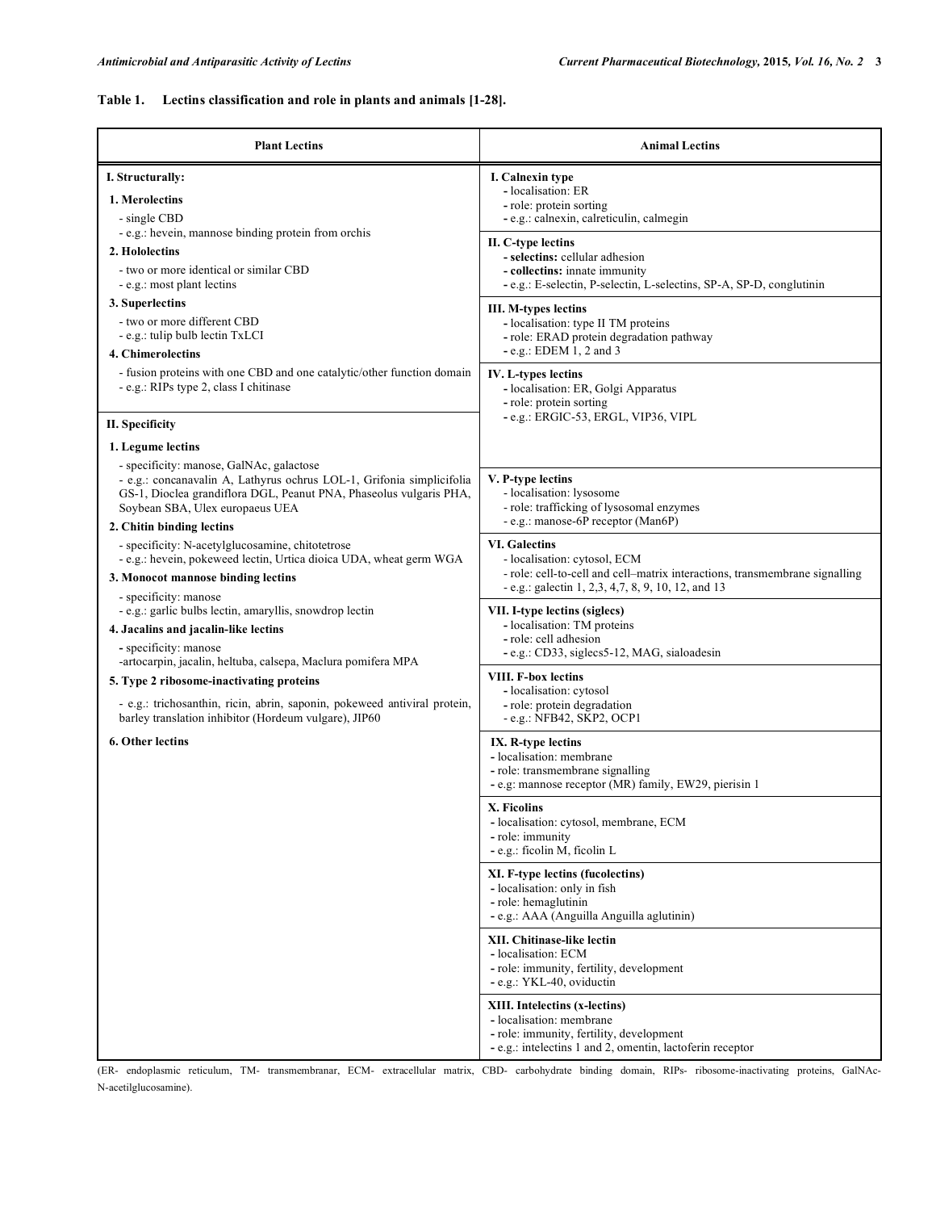**Table 1. Lectins classification and role in plants and animals [1-28].**

| Plant Lectins | Animal Lectins |
|---|---|
| **I. Structurally:**<br>**1. Merolectins**<br>- single CBD<br>- e.g.: hevein, mannose binding protein from orchis<br>**2. Hololectins**<br>- two or more identical or similar CBD<br>- e.g.: most plant lectins<br>**3. Superlectins**<br>- two or more different CBD<br>- e.g.: tulip bulb lectin TxLCI<br>**4. Chimerolectins**<br>- fusion proteins with one CBD and one catalytic/other function domain<br>- e.g.: RIPs type 2, class I chitinase | **I. Calnexin type**<br>- localisation: ER<br>- role: protein sorting<br>- e.g.: calnexin, calreticulin, calmegin<br>**II. C-type lectins**<br>- **selectins:** cellular adhesion<br>- **collectins:** innate immunity<br>- e.g.: E-selectin, P-selectin, L-selectins, SP-A, SP-D, conglutinin<br>**III. M-types lectins**<br>- localisation: type II TM proteins<br>- role: ERAD protein degradation pathway<br>- e.g.: EDEM 1, 2 and 3<br>**IV. L-types lectins**<br>- localisation: ER, Golgi Apparatus<br>- role: protein sorting<br>- e.g.: ERGIC-53, ERGL, VIP36, VIPL |
| **II. Specificity**<br>**1. Legume lectins**<br>- specificity: manose, GalNAc, galactose<br>- e.g.: concanavalin A, Lathyrus ochrus LOL-1, Grifonia simplicifolia GS-1, Dioclea grandiflora DGL, Peanut PNA, Phaseolus vulgaris PHA, Soybean SBA, Ulex europaeus UEA<br>**2. Chitin binding lectins**<br>- specificity: N-acetylglucosamine, chitotetrose<br>- e.g.: hevein, pokeweed lectin, Urtica dioica UDA, wheat germ WGA<br>**3. Monocot mannose binding lectins**<br>- specificity: manose<br>- e.g.: garlic bulbs lectin, amaryllis, snowdrop lectin<br>**4. Jacalins and jacalin-like lectins**<br>- specificity: manose<br>-artocarpin, jacalin, heltuba, calsepa, Maclura pomifera MPA<br>**5. Type 2 ribosome-inactivating proteins**<br>- e.g.: trichosanthin, ricin, abrin, saponin, pokeweed antiviral protein, barley translation inhibitor (Hordeum vulgare), JIP60<br>**6. Other lectins** | **V. P-type lectins**<br>- localisation: lysosome<br>- role: trafficking of lysosomal enzymes<br>- e.g.: manose-6P receptor (Man6P)<br>**VI. Galectins**<br>- localisation: cytosol, ECM<br>- role: cell-to-cell and cell–matrix interactions, transmembrane signalling<br>- e.g.: galectin 1, 2,3, 4,7, 8, 9, 10, 12, and 13<br>**VII. I-type lectins (siglecs)**<br>- localisation: TM proteins<br>- role: cell adhesion<br>- e.g.: CD33, siglecs5-12, MAG, sialoadesin<br>**VIII. F-box lectins**<br>- localisation: cytosol<br>- role: protein degradation<br>- e.g.: NFB42, SKP2, OCP1<br>**IX. R-type lectins**<br>- localisation: membrane<br>- role: transmembrane signalling<br>- e.g: mannose receptor (MR) family, EW29, pierisin 1<br>**X. Ficolins**<br>- localisation: cytosol, membrane, ECM<br>- role: immunity<br>- e.g.: ficolin M, ficolin L<br>**XI. F-type lectins (fucolectins)**<br>- localisation: only in fish<br>- role: hemaglutinin<br>- e.g.: AAA (Anguilla Anguilla aglutinin)<br>**XII. Chitinase-like lectin**<br>- localisation: ECM<br>- role: immunity, fertility, development<br>- e.g.: YKL-40, oviductin<br>**XIII. Intelectins (x-lectins)**<br>- localisation: membrane<br>- role: immunity, fertility, development<br>- e.g.: intelectins 1 and 2, omentin, lactoferin receptor |

(ER- endoplasmic reticulum, TM- transmembranar, ECM- extracellular matrix, CBD- carbohydrate binding domain, RIPs- ribosome-inactivating proteins, GalNAc- N-acetilglucosamine).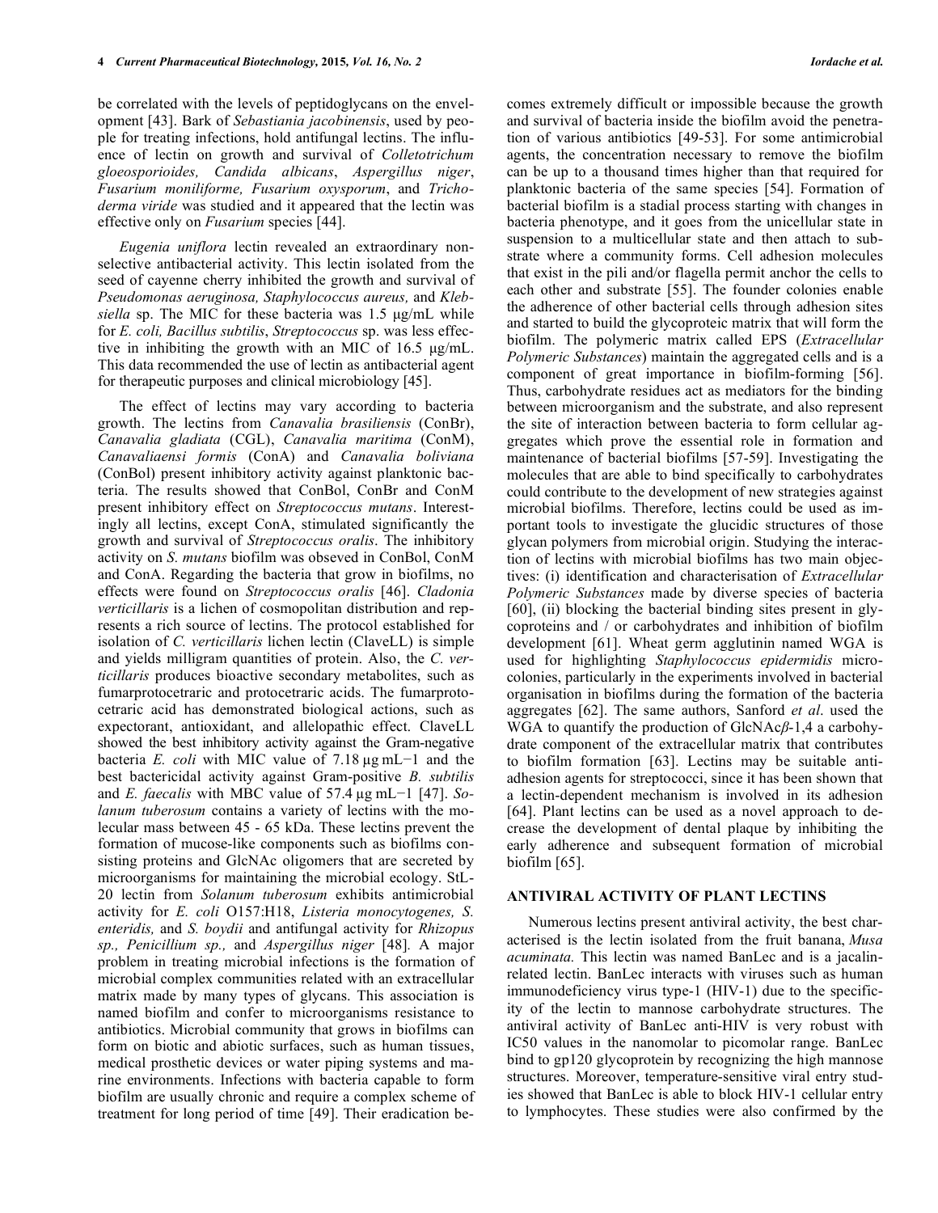be correlated with the levels of peptidoglycans on the envelopment [43]. Bark of *Sebastiania jacobinensis*, used by people for treating infections, hold antifungal lectins. The influence of lectin on growth and survival of *Colletotrichum gloeosporioides, Candida albicans*, *Aspergillus niger*, *Fusarium moniliforme, Fusarium oxysporum*, and *Trichoderma viride* was studied and it appeared that the lectin was effective only on *Fusarium* species [44].

*Eugenia uniflora* lectin revealed an extraordinary non-selective antibacterial activity. This lectin isolated from the seed of cayenne cherry inhibited the growth and survival of *Pseudomonas aeruginosa, Staphylococcus aureus,* and *Klebsiella* sp. The MIC for these bacteria was 1.5 µg/mL while for *E. coli, Bacillus subtilis*, *Streptococcus* sp. was less effective in inhibiting the growth with an MIC of 16.5 µg/mL. This data recommended the use of lectin as antibacterial agent for therapeutic purposes and clinical microbiology [45].

The effect of lectins may vary according to bacteria growth. The lectins from *Canavalia brasiliensis* (ConBr), *Canavalia gladiata* (CGL), *Canavalia maritima* (ConM), *Canavaliaensi formis* (ConA) and *Canavalia boliviana* (ConBol) present inhibitory activity against planktonic bacteria. The results showed that ConBol, ConBr and ConM present inhibitory effect on *Streptococcus mutans*. Interestingly all lectins, except ConA, stimulated significantly the growth and survival of *Streptococcus oralis*. The inhibitory activity on *S. mutans* biofilm was obseved in ConBol, ConM and ConA. Regarding the bacteria that grow in biofilms, no effects were found on *Streptococcus oralis* [46]. *Cladonia verticillaris* is a lichen of cosmopolitan distribution and represents a rich source of lectins. The protocol established for isolation of *C. verticillaris* lichen lectin (ClaveLL) is simple and yields milligram quantities of protein. Also, the *C. verticillaris* produces bioactive secondary metabolites, such as fumarprotocetraric and protocetraric acids. The fumarprotocetraric acid has demonstrated biological actions, such as expectorant, antioxidant, and allelopathic effect. ClaveLL showed the best inhibitory activity against the Gram-negative bacteria *E. coli* with MIC value of 7.18 µg mL−1 and the best bactericidal activity against Gram-positive *B. subtilis* and *E. faecalis* with MBC value of 57.4 µg mL−1 [47]. *Solanum tuberosum* contains a variety of lectins with the molecular mass between 45 - 65 kDa. These lectins prevent the formation of mucose-like components such as biofilms consisting proteins and GlcNAc oligomers that are secreted by microorganisms for maintaining the microbial ecology. StL-20 lectin from *Solanum tuberosum* exhibits antimicrobial activity for *E. coli* O157:H18, *Listeria monocytogenes, S. enteridis,* and *S. boydii* and antifungal activity for *Rhizopus sp., Penicillium sp.,* and *Aspergillus niger* [48]. A major problem in treating microbial infections is the formation of microbial complex communities related with an extracellular matrix made by many types of glycans. This association is named biofilm and confer to microorganisms resistance to antibiotics. Microbial community that grows in biofilms can form on biotic and abiotic surfaces, such as human tissues, medical prosthetic devices or water piping systems and marine environments. Infections with bacteria capable to form biofilm are usually chronic and require a complex scheme of treatment for long period of time [49]. Their eradication becomes extremely difficult or impossible because the growth and survival of bacteria inside the biofilm avoid the penetration of various antibiotics [49-53]. For some antimicrobial agents, the concentration necessary to remove the biofilm can be up to a thousand times higher than that required for planktonic bacteria of the same species [54]. Formation of bacterial biofilm is a stadial process starting with changes in bacteria phenotype, and it goes from the unicellular state in suspension to a multicellular state and then attach to substrate where a community forms. Cell adhesion molecules that exist in the pili and/or flagella permit anchor the cells to each other and substrate [55]. The founder colonies enable the adherence of other bacterial cells through adhesion sites and started to build the glycoproteic matrix that will form the biofilm. The polymeric matrix called EPS (*Extracellular Polymeric Substances*) maintain the aggregated cells and is a component of great importance in biofilm-forming [56]. Thus, carbohydrate residues act as mediators for the binding between microorganism and the substrate, and also represent the site of interaction between bacteria to form cellular aggregates which prove the essential role in formation and maintenance of bacterial biofilms [57-59]. Investigating the molecules that are able to bind specifically to carbohydrates could contribute to the development of new strategies against microbial biofilms. Therefore, lectins could be used as important tools to investigate the glucidic structures of those glycan polymers from microbial origin. Studying the interaction of lectins with microbial biofilms has two main objectives: (i) identification and characterisation of *Extracellular Polymeric Substances* made by diverse species of bacteria [60], (ii) blocking the bacterial binding sites present in glycoproteins and / or carbohydrates and inhibition of biofilm development [61]. Wheat germ agglutinin named WGA is used for highlighting *Staphylococcus epidermidis* microcolonies, particularly in the experiments involved in bacterial organisation in biofilms during the formation of the bacteria aggregates [62]. The same authors, Sanford *et al*. used the WGA to quantify the production of GlcNAc*β*-1,4 a carbohydrate component of the extracellular matrix that contributes to biofilm formation [63]. Lectins may be suitable anti-adhesion agents for streptococci, since it has been shown that a lectin-dependent mechanism is involved in its adhesion [64]. Plant lectins can be used as a novel approach to decrease the development of dental plaque by inhibiting the early adherence and subsequent formation of microbial biofilm [65].

## ANTIVIRAL ACTIVITY OF PLANT LECTINS

Numerous lectins present antiviral activity, the best characterised is the lectin isolated from the fruit banana, *Musa acuminata.* This lectin was named BanLec and is a jacalin-related lectin. BanLec interacts with viruses such as human immunodeficiency virus type-1 (HIV-1) due to the specificity of the lectin to mannose carbohydrate structures. The antiviral activity of BanLec anti-HIV is very robust with IC50 values in the nanomolar to picomolar range. BanLec bind to gp120 glycoprotein by recognizing the high mannose structures. Moreover, temperature-sensitive viral entry studies showed that BanLec is able to block HIV-1 cellular entry to lymphocytes. These studies were also confirmed by the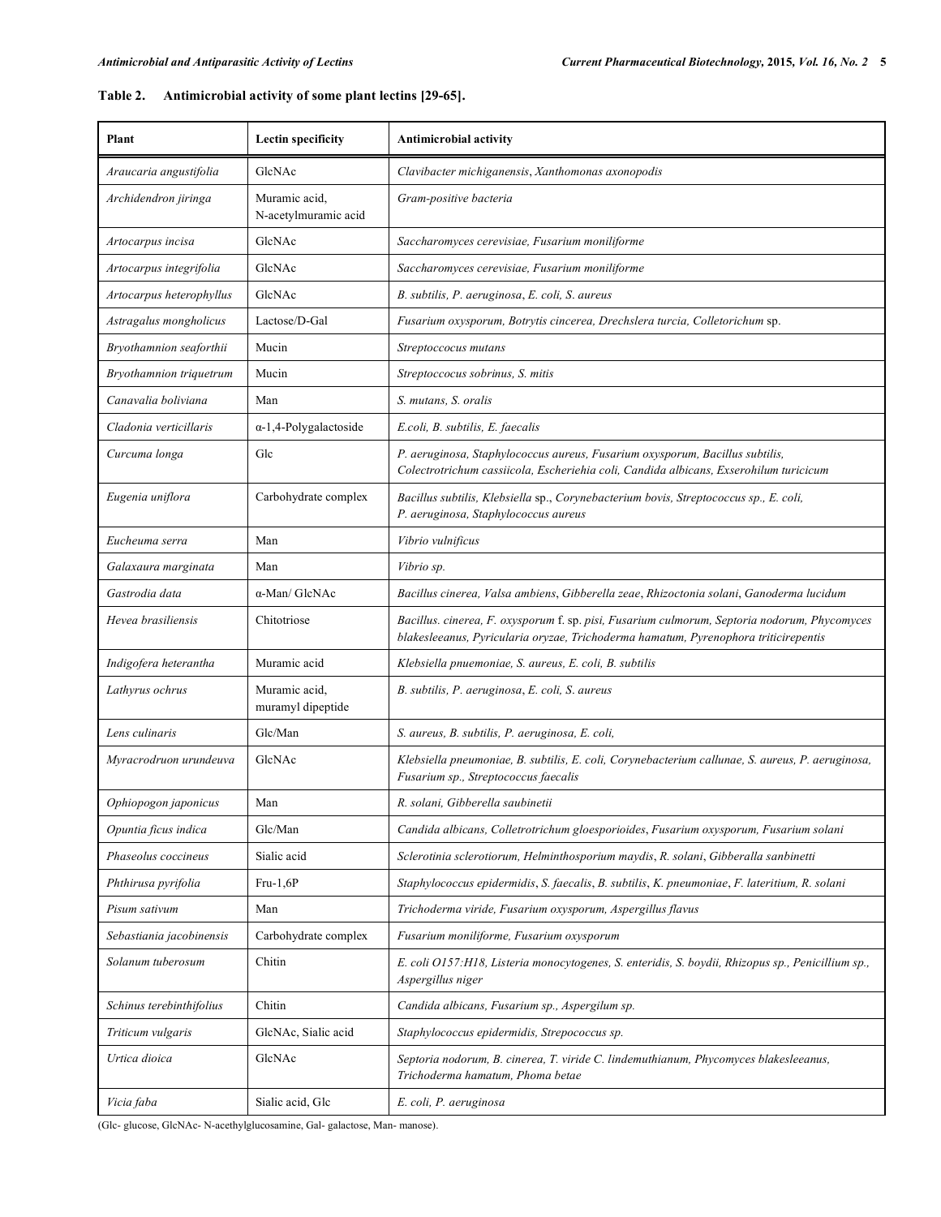**Table 2. Antimicrobial activity of some plant lectins [29-65].**

| Plant | Lectin specificity | Antimicrobial activity |
|---|---|---|
| *Araucaria angustifolia* | GlcNAc | *Clavibacter michiganensis*, *Xanthomonas axonopodis* |
| *Archidendron jiringa* | Muramic acid, N-acetylmuramic acid | *Gram-positive bacteria* |
| *Artocarpus incisa* | GlcNAc | *Saccharomyces cerevisiae, Fusarium moniliforme* |
| *Artocarpus integrifolia* | GlcNAc | *Saccharomyces cerevisiae, Fusarium moniliforme* |
| *Artocarpus heterophyllus* | GlcNAc | *B. subtilis, P. aeruginosa*, *E. coli, S. aureus* |
| *Astragalus mongholicus* | Lactose/D-Gal | *Fusarium oxysporum, Botrytis cincerea, Drechslera turcia, Colletorichum* sp. |
| *Bryothamnion seaforthii* | Mucin | *Streptoccocus mutans* |
| *Bryothamnion triquetrum* | Mucin | *Streptoccocus sobrinus, S. mitis* |
| *Canavalia boliviana* | Man | *S. mutans, S. oralis* |
| *Cladonia verticillaris* | α-1,4-Polygalactoside | *E.coli, B. subtilis, E. faecalis* |
| *Curcuma longa* | Glc | *P. aeruginosa, Staphylococcus aureus, Fusarium oxysporum, Bacillus subtilis, Colectrotrichum cassiicola, Escheriehia coli, Candida albicans, Exserohilum turicicum* |
| *Eugenia uniflora* | Carbohydrate complex | *Bacillus subtilis, Klebsiella* sp., *Corynebacterium bovis, Streptococcus sp., E. coli, P. aeruginosa, Staphylococcus aureus* |
| *Eucheuma serra* | Man | *Vibrio vulnificus* |
| *Galaxaura marginata* | Man | *Vibrio sp.* |
| *Gastrodia data* | α-Man/ GlcNAc | *Bacillus cinerea, Valsa ambiens*, *Gibberella zeae*, *Rhizoctonia solani*, *Ganoderma lucidum* |
| *Hevea brasiliensis* | Chitotriose | *Bacillus. cinerea, F. oxysporum* f. sp. *pisi, Fusarium culmorum, Septoria nodorum, Phycomyces blakesleeanus, Pyricularia oryzae, Trichoderma hamatum, Pyrenophora triticirepentis* |
| *Indigofera heterantha* | Muramic acid | *Klebsiella pnuemoniae, S. aureus, E. coli, B. subtilis* |
| *Lathyrus ochrus* | Muramic acid, muramyl dipeptide | *B. subtilis, P. aeruginosa*, *E. coli, S. aureus* |
| *Lens culinaris* | Glc/Man | *S. aureus, B. subtilis, P. aeruginosa, E. coli,* |
| *Myracrodruon urundeuva* | GlcNAc | *Klebsiella pneumoniae, B. subtilis, E. coli, Corynebacterium callunae, S. aureus, P. aeruginosa, Fusarium sp., Streptococcus faecalis* |
| *Ophiopogon japonicus* | Man | *R. solani, Gibberella saubinetii* |
| *Opuntia ficus indica* | Glc/Man | *Candida albicans, Colletrotrichum gloesporioides, Fusarium oxysporum, Fusarium solani* |
| *Phaseolus coccineus* | Sialic acid | *Sclerotinia sclerotiorum, Helminthosporium maydis*, *R. solani*, *Gibberalla sanbinetti* |
| *Phthirusa pyrifolia* | Fru-1,6P | *Staphylococcus epidermidis*, *S. faecalis*, *B. subtilis*, *K. pneumoniae*, *F. lateritium, R. solani* |
| *Pisum sativum* | Man | *Trichoderma viride, Fusarium oxysporum, Aspergillus flavus* |
| *Sebastiania jacobinensis* | Carbohydrate complex | *Fusarium moniliforme, Fusarium oxysporum* |
| *Solanum tuberosum* | Chitin | *E. coli O157:H18, Listeria monocytogenes, S. enteridis, S. boydii, Rhizopus sp., Penicillium sp., Aspergillus niger* |
| *Schinus terebinthifolius* | Chitin | *Candida albicans, Fusarium sp., Aspergilum sp.* |
| *Triticum vulgaris* | GlcNAc, Sialic acid | *Staphylococcus epidermidis, Strepococcus sp.* |
| *Urtica dioica* | GlcNAc | *Septoria nodorum, B. cinerea, T. viride C. lindemuthianum, Phycomyces blakesleeanus, Trichoderma hamatum, Phoma betae* |
| *Vicia faba* | Sialic acid, Glc | *E. coli, P. aeruginosa* |

(Glc- glucose, GlcNAc- N-acethylglucosamine, Gal- galactose, Man- manose).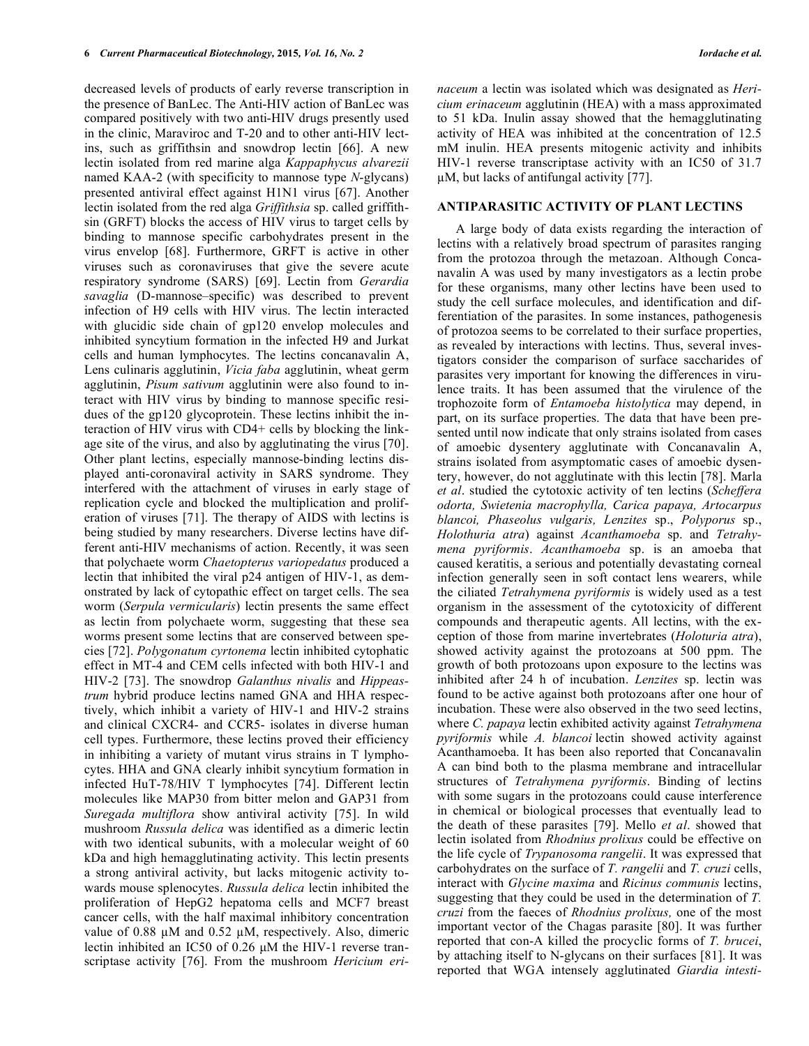decreased levels of products of early reverse transcription in the presence of BanLec. The Anti-HIV action of BanLec was compared positively with two anti-HIV drugs presently used in the clinic, Maraviroc and T-20 and to other anti-HIV lectins, such as griffithsin and snowdrop lectin [66]. A new lectin isolated from red marine alga *Kappaphycus alvarezii* named KAA-2 (with specificity to mannose type *N*-glycans) presented antiviral effect against H1N1 virus [67]. Another lectin isolated from the red alga *Griffithsia* sp. called griffithsin (GRFT) blocks the access of HIV virus to target cells by binding to mannose specific carbohydrates present in the virus envelop [68]. Furthermore, GRFT is active in other viruses such as coronaviruses that give the severe acute respiratory syndrome (SARS) [69]. Lectin from *Gerardia savaglia* (D-mannose–specific) was described to prevent infection of H9 cells with HIV virus. The lectin interacted with glucidic side chain of gp120 envelop molecules and inhibited syncytium formation in the infected H9 and Jurkat cells and human lymphocytes. The lectins concanavalin A, Lens culinaris agglutinin, *Vicia faba* agglutinin, wheat germ agglutinin, *Pisum sativum* agglutinin were also found to interact with HIV virus by binding to mannose specific residues of the gp120 glycoprotein. These lectins inhibit the interaction of HIV virus with CD4+ cells by blocking the linkage site of the virus, and also by agglutinating the virus [70]. Other plant lectins, especially mannose-binding lectins displayed anti-coronaviral activity in SARS syndrome. They interfered with the attachment of viruses in early stage of replication cycle and blocked the multiplication and proliferation of viruses [71]. The therapy of AIDS with lectins is being studied by many researchers. Diverse lectins have different anti-HIV mechanisms of action. Recently, it was seen that polychaete worm *Chaetopterus variopedatus* produced a lectin that inhibited the viral p24 antigen of HIV-1, as demonstrated by lack of cytopathic effect on target cells. The sea worm (*Serpula vermicularis*) lectin presents the same effect as lectin from polychaete worm, suggesting that these sea worms present some lectins that are conserved between species [72]. *Polygonatum cyrtonema* lectin inhibited cytophatic effect in MT-4 and CEM cells infected with both HIV-1 and HIV-2 [73]. The snowdrop *Galanthus nivalis* and *Hippeastrum* hybrid produce lectins named GNA and HHA respectively, which inhibit a variety of HIV-1 and HIV-2 strains and clinical CXCR4- and CCR5- isolates in diverse human cell types. Furthermore, these lectins proved their efficiency in inhibiting a variety of mutant virus strains in T lymphocytes. HHA and GNA clearly inhibit syncytium formation in infected HuT-78/HIV T lymphocytes [74]. Different lectin molecules like MAP30 from bitter melon and GAP31 from *Suregada multiflora* show antiviral activity [75]. In wild mushroom *Russula delica* was identified as a dimeric lectin with two identical subunits, with a molecular weight of 60 kDa and high hemagglutinating activity. This lectin presents a strong antiviral activity, but lacks mitogenic activity towards mouse splenocytes. *Russula delica* lectin inhibited the proliferation of HepG2 hepatoma cells and MCF7 breast cancer cells, with the half maximal inhibitory concentration value of 0.88 μM and 0.52 μM, respectively. Also, dimeric lectin inhibited an IC50 of 0.26 μM the HIV-1 reverse transcriptase activity [76]. From the mushroom *Hericium erinaceum* a lectin was isolated which was designated as *Hericium erinaceum* agglutinin (HEA) with a mass approximated to 51 kDa. Inulin assay showed that the hemagglutinating activity of HEA was inhibited at the concentration of 12.5 mM inulin. HEA presents mitogenic activity and inhibits HIV-1 reverse transcriptase activity with an IC50 of 31.7 μM, but lacks of antifungal activity [77].

## ANTIPARASITIC ACTIVITY OF PLANT LECTINS

A large body of data exists regarding the interaction of lectins with a relatively broad spectrum of parasites ranging from the protozoa through the metazoan. Although Concanavalin A was used by many investigators as a lectin probe for these organisms, many other lectins have been used to study the cell surface molecules, and identification and differentiation of the parasites. In some instances, pathogenesis of protozoa seems to be correlated to their surface properties, as revealed by interactions with lectins. Thus, several investigators consider the comparison of surface saccharides of parasites very important for knowing the differences in virulence traits. It has been assumed that the virulence of the trophozoite form of *Entamoeba histolytica* may depend, in part, on its surface properties. The data that have been presented until now indicate that only strains isolated from cases of amoebic dysentery agglutinate with Concanavalin A, strains isolated from asymptomatic cases of amoebic dysentery, however, do not agglutinate with this lectin [78]. Marla *et al*. studied the cytotoxic activity of ten lectins (*Scheffera odorta, Swietenia macrophylla, Carica papaya, Artocarpus blancoi, Phaseolus vulgaris, Lenzites* sp., *Polyporus* sp., *Holothuria atra*) against *Acanthamoeba* sp. and *Tetrahymena pyriformis*. *Acanthamoeba* sp. is an amoeba that caused keratitis, a serious and potentially devastating corneal infection generally seen in soft contact lens wearers, while the ciliated *Tetrahymena pyriformis* is widely used as a test organism in the assessment of the cytotoxicity of different compounds and therapeutic agents. All lectins, with the exception of those from marine invertebrates (*Holoturia atra*), showed activity against the protozoans at 500 ppm. The growth of both protozoans upon exposure to the lectins was inhibited after 24 h of incubation. *Lenzites* sp. lectin was found to be active against both protozoans after one hour of incubation. These were also observed in the two seed lectins, where *C. papaya* lectin exhibited activity against *Tetrahymena pyriformis* while *A. blancoi* lectin showed activity against Acanthamoeba. It has been also reported that Concanavalin A can bind both to the plasma membrane and intracellular structures of *Tetrahymena pyriformis*. Binding of lectins with some sugars in the protozoans could cause interference in chemical or biological processes that eventually lead to the death of these parasites [79]. Mello *et al*. showed that lectin isolated from *Rhodnius prolixus* could be effective on the life cycle of *Trypanosoma rangelii*. It was expressed that carbohydrates on the surface of *T. rangelii* and *T. cruzi* cells, interact with *Glycine maxima* and *Ricinus communis* lectins, suggesting that they could be used in the determination of *T. cruzi* from the faeces of *Rhodnius prolixus,* one of the most important vector of the Chagas parasite [80]. It was further reported that con-A killed the procyclic forms of *T. brucei*, by attaching itself to N-glycans on their surfaces [81]. It was reported that WGA intensely agglutinated *Giardia intesti-*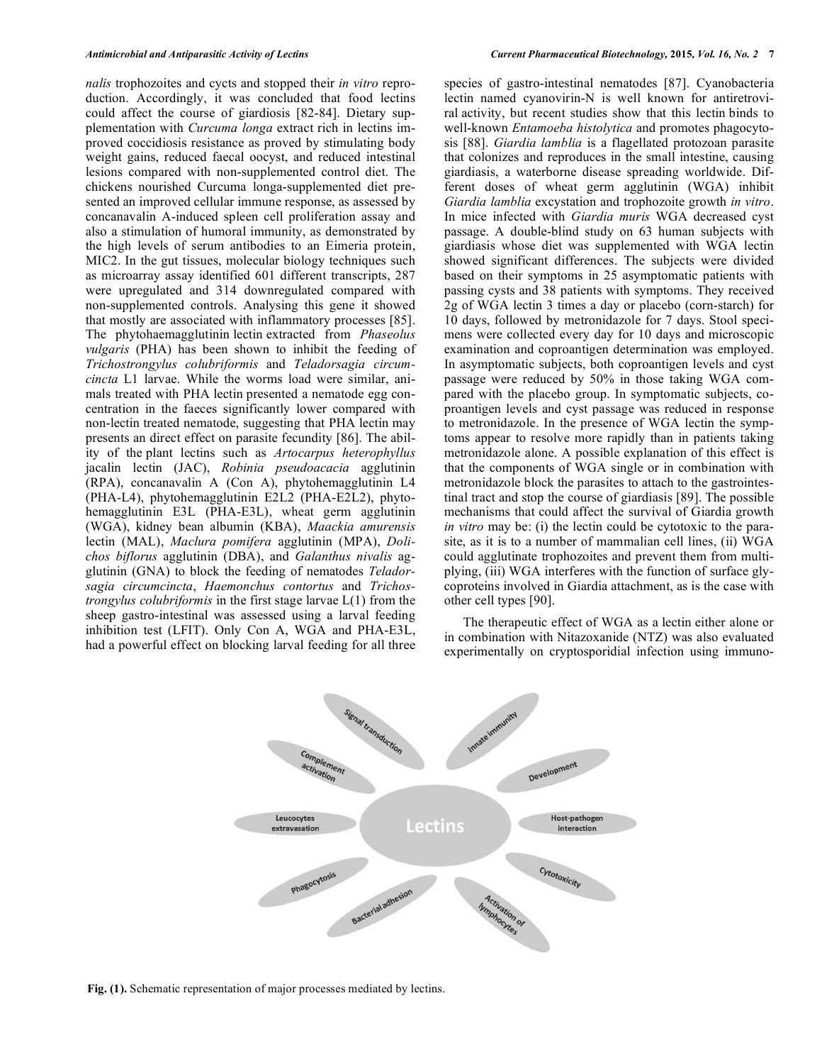*nalis* trophozoites and cycts and stopped their *in vitro* reproduction. Accordingly, it was concluded that food lectins could affect the course of giardiosis [82-84]. Dietary supplementation with *Curcuma longa* extract rich in lectins improved coccidiosis resistance as proved by stimulating body weight gains, reduced faecal oocyst, and reduced intestinal lesions compared with non-supplemented control diet. The chickens nourished Curcuma longa-supplemented diet presented an improved cellular immune response, as assessed by concanavalin A-induced spleen cell proliferation assay and also a stimulation of humoral immunity, as demonstrated by the high levels of serum antibodies to an Eimeria protein, MIC2. In the gut tissues, molecular biology techniques such as microarray assay identified 601 different transcripts, 287 were upregulated and 314 downregulated compared with non-supplemented controls. Analysing this gene it showed that mostly are associated with inflammatory processes [85]. The phytohaemagglutinin lectin extracted from *Phaseolus vulgaris* (PHA) has been shown to inhibit the feeding of *Trichostrongylus colubriformis* and *Teladorsagia circumcincta* L1 larvae. While the worms load were similar, animals treated with PHA lectin presented a nematode egg concentration in the faeces significantly lower compared with non-lectin treated nematode, suggesting that PHA lectin may presents an direct effect on parasite fecundity [86]. The ability of the plant lectins such as *Artocarpus heterophyllus* jacalin lectin (JAC), *Robinia pseudoacacia* agglutinin (RPA), concanavalin A (Con A), phytohemagglutinin L4 (PHA-L4), phytohemagglutinin E2L2 (PHA-E2L2), phytohemagglutinin E3L (PHA-E3L), wheat germ agglutinin (WGA), kidney bean albumin (KBA), *Maackia amurensis* lectin (MAL), *Maclura pomifera* agglutinin (MPA), *Dolichos biflorus* agglutinin (DBA), and *Galanthus nivalis* agglutinin (GNA) to block the feeding of nematodes *Teladorsagia circumcincta*, *Haemonchus contortus* and *Trichostrongylus colubriformis* in the first stage larvae L(1) from the sheep gastro-intestinal was assessed using a larval feeding inhibition test (LFIT). Only Con A, WGA and PHA-E3L, had a powerful effect on blocking larval feeding for all three species of gastro-intestinal nematodes [87]. Cyanobacteria lectin named cyanovirin-N is well known for antiretroviral activity, but recent studies show that this lectin binds to well-known *Entamoeba histolytica* and promotes phagocytosis [88]. *Giardia lamblia* is a flagellated protozoan parasite that colonizes and reproduces in the small intestine, causing giardiasis, a waterborne disease spreading worldwide. Different doses of wheat germ agglutinin (WGA) inhibit *Giardia lamblia* excystation and trophozoite growth *in vitro*. In mice infected with *Giardia muris* WGA decreased cyst passage. A double-blind study on 63 human subjects with giardiasis whose diet was supplemented with WGA lectin showed significant differences. The subjects were divided based on their symptoms in 25 asymptomatic patients with passing cysts and 38 patients with symptoms. They received 2g of WGA lectin 3 times a day or placebo (corn-starch) for 10 days, followed by metronidazole for 7 days. Stool specimens were collected every day for 10 days and microscopic examination and coproantigen determination was employed. In asymptomatic subjects, both coproantigen levels and cyst passage were reduced by 50% in those taking WGA compared with the placebo group. In symptomatic subjects, coproantigen levels and cyst passage was reduced in response to metronidazole. In the presence of WGA lectin the symptoms appear to resolve more rapidly than in patients taking metronidazole alone. A possible explanation of this effect is that the components of WGA single or in combination with metronidazole block the parasites to attach to the gastrointestinal tract and stop the course of giardiasis [89]. The possible mechanisms that could affect the survival of Giardia growth *in vitro* may be: (i) the lectin could be cytotoxic to the parasite, as it is to a number of mammalian cell lines, (ii) WGA could agglutinate trophozoites and prevent them from multiplying, (iii) WGA interferes with the function of surface glycoproteins involved in Giardia attachment, as is the case with other cell types [90].

The therapeutic effect of WGA as a lectin either alone or in combination with Nitazoxanide (NTZ) was also evaluated experimentally on cryptosporidial infection using immuno-

Lectins — Signal transduction; Innate immunity; Complement activation; Development; Leucocytes extravasation; Host-pathogen interaction; Phagocytosis; Cytotoxicity; Bacterial adhesion; Activation of lymphocytes

**Fig. (1).** Schematic representation of major processes mediated by lectins.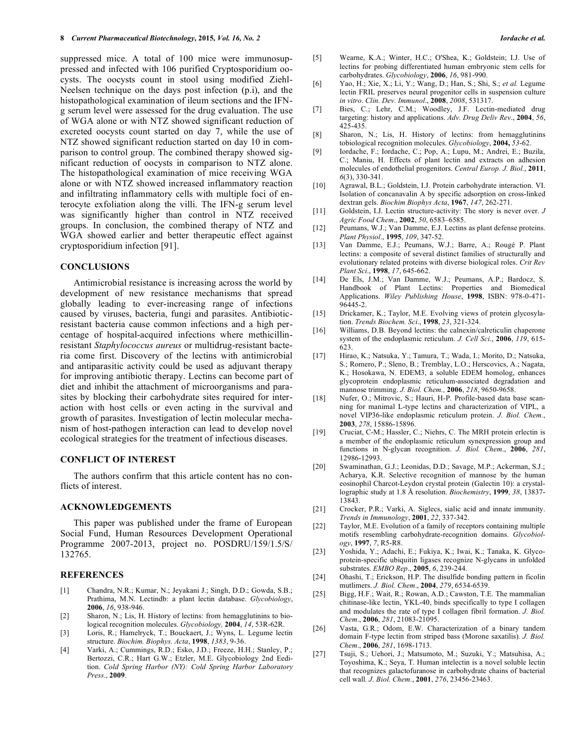suppressed mice. A total of 100 mice were immunosuppressed and infected with 106 purified Cryptosporidium oocysts. The oocysts count in stool using modified Ziehl-Neelsen technique on the days post infection (p.i), and the histopathological examination of ileum sections and the IFN-g serum level were assessed for the drug evaluation. The use of WGA alone or with NTZ showed significant reduction of excreted oocysts count started on day 7, while the use of NTZ showed significant reduction started on day 10 in comparison to control group. The combined therapy showed significant reduction of oocysts in comparison to NTZ alone. The histopathological examination of mice receiving WGA alone or with NTZ showed increased inflammatory reaction and infiltrating inflammatory cells with multiple foci of enterocyte exfoliation along the villi. The IFN-g serum level was significantly higher than control in NTZ received groups. In conclusion, the combined therapy of NTZ and WGA showed earlier and better therapeutic effect against cryptosporidium infection [91].

## CONCLUSIONS

Antimicrobial resistance is increasing across the world by development of new resistance mechanisms that spread globally leading to ever-increasing range of infections caused by viruses, bacteria, fungi and parasites. Antibiotic-resistant bacteria cause common infections and a high percentage of hospital-acquired infections where methicillin-resistant *Staphylococcus aureus* or multidrug-resistant bacteria come first. Discovery of the lectins with antimicrobial and antiparasitic activity could be used as adjuvant therapy for improving antibiotic therapy. Lectins can become part of diet and inhibit the attachment of microorganisms and parasites by blocking their carbohydrate sites required for interaction with host cells or even acting in the survival and growth of parasites. Investigation of lectin molecular mechanism of host-pathogen interaction can lead to develop novel ecological strategies for the treatment of infectious diseases.

## CONFLICT OF INTEREST

The authors confirm that this article content has no conflicts of interest.

## ACKNOWLEDGEMENTS

This paper was published under the frame of European Social Fund, Human Resources Development Operational Programme 2007-2013, project no. POSDRU/159/1.5/S/132765.

## REFERENCES

[1] Chandra, N.R.; Kumar, N.; Jeyakani J.; Singh, D.D.; Gowda, S.B.; Prathima, M.N. Lectindb: a plant lectin database. *Glycobiology*, **2006**, *16*, 938-946.

[2] Sharon, N.; Lis, H. History of lectins: from hemagglutinins to biological recognition molecules. *Glycobiology,* **2004**, *14*, 53R-62R.

[3] Loris, R.; Hamelryck, T.; Bouckaert, J.; Wyns, L. Legume lectin structure. *Biochim. Biophys. Acta*, **1998**, *1383*, 9-36.

[4] Varki, A.; Cummings, R.D.; Esko, J.D.; Freeze, H.H.; Stanley, P.; Bertozzi, C.R.; Hart G.W.; Etzler, M.E. Glycobiology 2nd Eedition. *Cold Spring Harbor (NY): Cold Spring Harbor Laboratory Press*., **2009**.

[5] Wearne, K.A.; Winter, H.C.; O'Shea, K.; Goldstein; I.J. Use of lectins for probing differentiated human embryonic stem cells for carbohydrates. *Glycobiology*, **2006**, *16*, 981-990.

[6] Yao, H.; Xie, X.; Li, Y.; Wang, D.; Han, S.; Shi, S.; *et al.* Legume lectin FRIL preserves neural progenitor cells in suspension culture *in vitro*. *Clin. Dev. Immunol*., **2008**, *2008*, 531317.

[7] Bies, C.; Lehr, C.M.; Woodley, J.F. Lectin-mediated drug targeting: history and applications. *Adv. Drug Deliv Rev*., **2004**, *56*, 425-435.

[8] Sharon, N.; Lis, H. History of lectins: from hemagglutinins tobiological recognition molecules. *Glycobiology*, **2004,** *53*-62.

[9] Iordache, F.; Iordache, C.; Pop, A.; Lupu, M.; Andrei, E.; Buzila, C.; Maniu, H. Effects of plant lectin and extracts on adhesion molecules of endothelial progenitors. *Central Europ. J. Biol.*, **2011**, *6*(3), 330-341.

[10] Agrawal, B.L.; Goldstein, I.J. Protein carbohydrate interaction. VI. Isolation of concanavalin A by specific adsorption on cross-linked dextran gels. *Biochim Biophys Acta*, **1967**, *147*, 262-271.

[11] Goldstein, I.J. Lectin structure-activity: The story is never over. *J Agric Food Chem*., **2002**, *50*, 6583–6585.

[12] Peumans, W.J.; Van Damme, E.J. Lectins as plant defense proteins. *Plant Physiol*., **1995**, *109*, 347-52.

[13] Van Damme, E.J.; Peumans, W.J.; Barre, A.; Rougé P. Plant lectins: a composite of several distinct families of structurally and evolutionary related proteins with diverse biological roles. *Crit Rev Plant Sci*., **1998**, *17*, 645-662.

[14] De Els, J.M.; Van Damme, W.J.; Peumans, A.P.; Bardocz, S. Handbook of Plant Lectins: Properties and Biomedical Applications. *Wiley Publishing House*, **1998**, ISBN: 978-0-471-96445-2.

[15] Drickamer, K.; Taylor, M.E. Evolving views of protein glycosylation. *Trends Biochem. Sci*., **1998**, *23*, 321-324.

[16] Williams, D.B. Beyond lectins: the calnexin/calreticulin chaperone system of the endoplasmic reticulum. *J. Cell Sci*., **2006**, *119*, 615-623.

[17] Hirao, K.; Natsuka, Y.; Tamura, T.; Wada, I.; Morito, D.; Natsuka, S.; Romero, P.; Sleno, B.; Tremblay, L.O.; Herscovics, A.; Nagata, K.; Hosokawa, N. EDEM3, a soluble EDEM homolog, enhances glycoprotein endoplasmic reticulum-associated degradation and mannose trimming. *J. Biol. Chem.,* **2006**, *218*, 9650-9658.

[18] Nufer, O.; Mitrovic, S.; Hauri, H-P. Profile-based data base scanning for manimal L-type lectins and characterization of VIPL, a novel VIP36-like endoplasmic reticulum protein. *J. Biol. Chem.*, **2003**, *278*, 15886-15896.

[19] Cruciat, C-M.; Hassler, C.; Niehrs, C. The MRH protein erlectin is a member of the endoplasmic reticulum synexpression group and functions in N-glycan recognition. *J. Biol. Chem*., **2006**, *281*, 12986-12993.

[20] Swaminathan, G.J.; Leonidas, D.D.; Savage, M.P.; Ackerman, S.J.; Acharya, K.R. Selective recognition of mannose by the human eosinophil Charcot-Leydon crystal protein (Galectin 10): a crystallographic study at 1.8 Å resolution. *Biochemistry*, **1999**, *38*, 13837-13843.

[21] Crocker, P.R.; Varki, A. Siglecs, sialic acid and innate immunity. *Trends in Immunology*, **2001**, *22*, 337-342.

[22] Taylor, M.E. Evolution of a family of receptors containing multiple motifs resembling carbohydrate-recognition domains. *Glycobiology*, **1997**, *7*, R5-R8.

[23] Yoshida, Y.; Adachi, E.; Fukiya, K.; Iwai, K.; Tanaka, K. Glycoprotein-specific ubiquitin ligases recognize N-glycans in unfolded substrates. *EMBO Rep*., **2005**, *6*, 239-244.

[24] Ohashi, T.; Erickson, H.P. The disulfide bonding pattern in ficolin mutlimers. *J. Biol. Chem*., **2004**, *279*, 6534-6539.

[25] Bigg, H.F.; Wait, R.; Rowan, A.D.; Cawston, T.E. The mammalian chitinase-like lectin, YKL-40, binds specifically to type I collagen and modulates the rate of type I collagen fibril formation. *J. Biol. Chem*., **2006**, *281*, 21083-21095.

[26] Vasta, G.R.; Odom, E.W. Characterization of a binary tandem domain F-type lectin from striped bass (Morone saxatilis). *J. Biol. Chem*., **2006**, *281*, 1698-1713.

[27] Tsuji, S.; Uehori, J.; Matsumoto, M.; Suzuki, Y.; Matsuhisa, A.; Toyoshima, K.; Seya, T. Human intelectin is a novel soluble lectin that recognizes galactofuranose in carbohydrate chains of bacterial cell wall. *J. Biol. Chem*., **2001**, *276*, 23456-23463.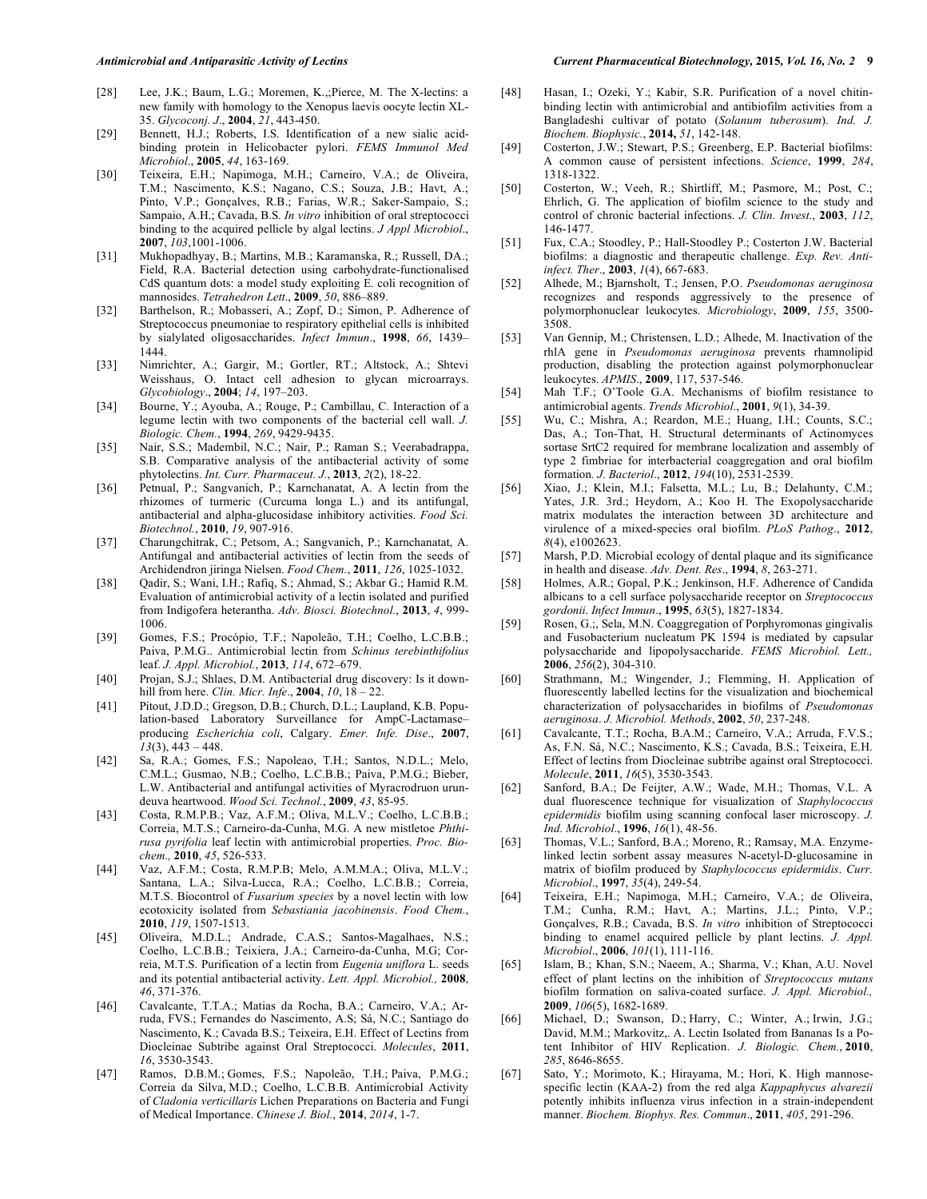[28] Lee, J.K.; Baum, L.G.; Moremen, K.,;Pierce, M. The X-lectins: a new family with homology to the Xenopus laevis oocyte lectin XL-35. *Glycoconj. J*., **2004**, *21*, 443-450.

[29] Bennett, H.J.; Roberts, I.S. Identification of a new sialic acid-binding protein in Helicobacter pylori. *FEMS Immunol Med Microbiol*., **2005**, *44*, 163-169.

[30] Teixeira, E.H.; Napimoga, M.H.; Carneiro, V.A.; de Oliveira, T.M.; Nascimento, K.S.; Nagano, C.S.; Souza, J.B.; Havt, A.; Pinto, V.P.; Gonçalves, R.B.; Farias, W.R.; Saker-Sampaio, S.; Sampaio, A.H.; Cavada, B.S. *In vitro* inhibition of oral streptococci binding to the acquired pellicle by algal lectins. *J Appl Microbiol*., **2007**, *103*,1001-1006.

[31] Mukhopadhyay, B.; Martins, M.B.; Karamanska, R.; Russell, DA.; Field, R.A. Bacterial detection using carbohydrate-functionalised CdS quantum dots: a model study exploiting E. coli recognition of mannosides. *Tetrahedron Lett*., **2009**, *50*, 886–889.

[32] Barthelson, R.; Mobasseri, A.; Zopf, D.; Simon, P. Adherence of Streptococcus pneumoniae to respiratory epithelial cells is inhibited by sialylated oligosaccharides. *Infect Immun*., **1998**, *66*, 1439–1444.

[33] Nimrichter, A.; Gargir, M.; Gortler, RT.; Altstock, A.; Shtevi Weisshaus, O. Intact cell adhesion to glycan microarrays. *Glycobiology*., **2004**; *14*, 197–203.

[34] Bourne, Y.; Ayouba, A.; Rouge, P.; Cambillau, C. Interaction of a legume lectin with two components of the bacterial cell wall. *J. Biologic. Chem.*, **1994**, *269*, 9429-9435.

[35] Nair, S.S.; Madembil, N.C.; Nair, P.; Raman S.; Veerabadrappa, S.B. Comparative analysis of the antibacterial activity of some phytolectins. *Int. Curr. Pharmaceut. J.*, **2013**, *2*(2), 18-22.

[36] Petnual, P.; Sangvanich, P.; Karnchanatat, A. A lectin from the rhizomes of turmeric (Curcuma longa L.) and its antifungal, antibacterial and alpha-glucosidase inhibitory activities. *Food Sci. Biotechnol.*, **2010**, *19*, 907-916.

[37] Charungchitrak, C.; Petsom, A.; Sangvanich, P.; Karnchanatat, A. Antifungal and antibacterial activities of lectin from the seeds of Archidendron jiringa Nielsen. *Food Chem.*, **2011**, *126*, 1025-1032.

[38] Qadir, S.; Wani, I.H.; Rafiq, S.; Ahmad, S.; Akbar G.; Hamid R.M. Evaluation of antimicrobial activity of a lectin isolated and purified from Indigofera heterantha. *Adv. Biosci. Biotechnol.*, **2013**, *4*, 999-1006.

[39] Gomes, F.S.; Procópio, T.F.; Napoleão, T.H.; Coelho, L.C.B.B.; Paiva, P.M.G.. Antimicrobial lectin from *Schinus terebinthifolius* leaf. *J. Appl. Microbiol.*, **2013**, *114*, 672–679.

[40] Projan, S.J.; Shlaes, D.M. Antibacterial drug discovery: Is it down-hill from here. *Clin. Micr. Infe*., **2004**, *10*, 18 – 22.

[41] Pitout, J.D.D.; Gregson, D.B.; Church, D.L.; Laupland, K.B. Population-based Laboratory Surveillance for AmpC-Lactamase–producing *Escherichia coli*, Calgary. *Emer. Infe. Dise*., **2007**, *13*(3), 443 – 448.

[42] Sa, R.A.; Gomes, F.S.; Napoleao, T.H.; Santos, N.D.L.; Melo, C.M.L.; Gusmao, N.B.; Coelho, L.C.B.B.; Paiva, P.M.G.; Bieber, L.W. Antibacterial and antifungal activities of Myracrodruon urundeuva heartwood. *Wood Sci. Technol.*, **2009**, *43*, 85-95.

[43] Costa, R.M.P.B.; Vaz, A.F.M.; Oliva, M.L.V.; Coelho, L.C.B.B.; Correia, M.T.S.; Carneiro-da-Cunha, M.G. A new mistletoe *Phthirusa pyrifolia* leaf lectin with antimicrobial properties. *Proc. Biochem.,* **2010**, *45*, 526-533.

[44] Vaz, A.F.M.; Costa, R.M.P.B; Melo, A.M.M.A.; Oliva, M.L.V.; Santana, L.A.; Silva-Lucca, R.A.; Coelho, L.C.B.B.; Correia, M.T.S. Biocontrol of *Fusarium species* by a novel lectin with low ecotoxicity isolated from *Sebastiania jacobinensis*. *Food Chem.*, **2010**, *119*, 1507-1513.

[45] Oliveira, M.D.L.; Andrade, C.A.S.; Santos-Magalhaes, N.S.; Coelho, L.C.B.B.; Teixiera, J.A.; Carneiro-da-Cunha, M.G; Correia, M.T.S. Purification of a lectin from *Eugenia uniflora* L. seeds and its potential antibacterial activity. *Lett. Appl. Microbiol.,* **2008**, *46*, 371-376.

[46] Cavalcante, T.T.A.; Matias da Rocha, B.A.; Carneiro, V.A.; Arruda, FVS.; Fernandes do Nascimento, A.S; Sá, N.C.; Santiago do Nascimento, K.; Cavada B.S.; Teixeira, E.H. Effect of Lectins from Diocleinae Subtribe against Oral Streptococci. *Molecules*, **2011**, *16*, 3530-3543.

[47] Ramos, D.B.M.; Gomes, F.S.; Napoleão, T.H.; Paiva, P.M.G.; Correia da Silva, M.D.; Coelho, L.C.B.B. Antimicrobial Activity of *Cladonia verticillaris* Lichen Preparations on Bacteria and Fungi of Medical Importance. *Chinese J. Biol.*, **2014**, *2014*, 1-7.

[48] Hasan, I.; Ozeki, Y.; Kabir, S.R. Purification of a novel chitin-binding lectin with antimicrobial and antibiofilm activities from a Bangladeshi cultivar of potato (*Solanum tuberosum*). *Ind. J. Biochem. Biophysic.*, **2014,** *51*, 142-148.

[49] Costerton, J.W.; Stewart, P.S.; Greenberg, E.P. Bacterial biofilms: A common cause of persistent infections. *Science*, **1999**, *284*, 1318-1322.

[50] Costerton, W.; Veeh, R.; Shirtliff, M.; Pasmore, M.; Post, C.; Ehrlich, G. The application of biofilm science to the study and control of chronic bacterial infections. *J. Clin. Invest*., **2003**, *112*, 146-1477.

[51] Fux, C.A.; Stoodley, P.; Hall-Stoodley P.; Costerton J.W. Bacterial biofilms: a diagnostic and therapeutic challenge. *Exp. Rev. Anti-infect. Ther*., **2003**, *1*(4), 667-683.

[52] Alhede, M.; Bjarnsholt, T.; Jensen, P.O. *Pseudomonas aeruginosa* recognizes and responds aggressively to the presence of polymorphonuclear leukocytes. *Microbiology*, **2009**, *155*, 3500-3508.

[53] Van Gennip, M.; Christensen, L.D.; Alhede, M. Inactivation of the rhlA gene in *Pseudomonas aeruginosa* prevents rhamnolipid production, disabling the protection against polymorphonuclear leukocytes. *APMIS*., **2009**, 117, 537-546.

[54] Mah T.F.; O'Toole G.A. Mechanisms of biofilm resistance to antimicrobial agents. *Trends Microbiol*., **2001**, *9*(1), 34-39.

[55] Wu, C.; Mishra, A.; Reardon, M.E.; Huang, I.H.; Counts, S.C.; Das, A.; Ton-That, H. Structural determinants of Actinomyces sortase SrtC2 required for membrane localization and assembly of type 2 fimbriae for interbacterial coaggregation and oral biofilm formation. *J. Bacteriol*., **2012**, *194*(10), 2531-2539.

[56] Xiao, J.; Klein, M.I.; Falsetta, M.L.; Lu, B.; Delahunty, C.M.; Yates, J.R. 3rd.; Heydorn, A.; Koo H. The Exopolysaccharide matrix modulates the interaction between 3D architecture and virulence of a mixed-species oral biofilm. *PLoS Pathog*., **2012**, *8*(4), e1002623.

[57] Marsh, P.D. Microbial ecology of dental plaque and its significance in health and disease. *Adv. Dent. Res*., **1994**, *8*, 263-271.

[58] Holmes, A.R.; Gopal, P.K.; Jenkinson, H.F. Adherence of Candida albicans to a cell surface polysaccharide receptor on *Streptococcus gordonii*. *Infect Immun*., **1995**, *63*(5), 1827-1834.

[59] Rosen, G.;, Sela, M.N. Coaggregation of Porphyromonas gingivalis and Fusobacterium nucleatum PK 1594 is mediated by capsular polysaccharide and lipopolysaccharide. *FEMS Microbiol. Lett.,* **2006**, *256*(2), 304-310.

[60] Strathmann, M.; Wingender, J.; Flemming, H. Application of fluorescently labelled lectins for the visualization and biochemical characterization of polysaccharides in biofilms of *Pseudomonas aeruginosa*. *J. Microbiol. Methods*, **2002**, *50*, 237-248.

[61] Cavalcante, T.T.; Rocha, B.A.M.; Carneiro, V.A.; Arruda, F.V.S.; As, F.N. Sá, N.C.; Nascimento, K.S.; Cavada, B.S.; Teixeira, E.H. Effect of lectins from Diocleinae subtribe against oral Streptococci. *Molecule*, **2011**, *16*(5), 3530-3543.

[62] Sanford, B.A.; De Feijter, A.W.; Wade, M.H.; Thomas, V.L. A dual fluorescence technique for visualization of *Staphylococcus epidermidis* biofilm using scanning confocal laser microscopy. *J. Ind. Microbiol*., **1996**, *16*(1), 48-56.

[63] Thomas, V.L.; Sanford, B.A.; Moreno, R.; Ramsay, M.A. Enzyme-linked lectin sorbent assay measures N-acetyl-D-glucosamine in matrix of biofilm produced by *Staphylococcus epidermidis*. *Curr. Microbiol*., **1997**, *35*(4), 249-54.

[64] Teixeira, E.H.; Napimoga, M.H.; Carneiro, V.A.; de Oliveira, T.M.; Cunha, R.M.; Havt, A.; Martins, J.L.; Pinto, V.P.; Gonçalves, R.B.; Cavada, B.S. *In vitro* inhibition of Streptococci binding to enamel acquired pellicle by plant lectins. *J. Appl. Microbiol*., **2006**, *101*(1), 111-116.

[65] Islam, B.; Khan, S.N.; Naeem, A.; Sharma, V.; Khan, A.U. Novel effect of plant lectins on the inhibition of *Streptococcus mutans* biofilm formation on saliva-coated surface. *J. Appl. Microbiol.,* **2009**, *106*(5), 1682-1689.

[66] Michael, D.; Swanson, D.; Harry, C.; Winter, A.; Irwin, J.G.; David, M.M.; Markovitz,. A. Lectin Isolated from Bananas Is a Potent Inhibitor of HIV Replication. *J. Biologic. Chem.*, **2010**, *285*, 8646-8655.

[67] Sato, Y.; Morimoto, K.; Hirayama, M.; Hori, K. High mannose-specific lectin (KAA-2) from the red alga *Kappaphycus alvarezii* potently inhibits influenza virus infection in a strain-independent manner. *Biochem. Biophys. Res. Commun*., **2011**, *405*, 291-296.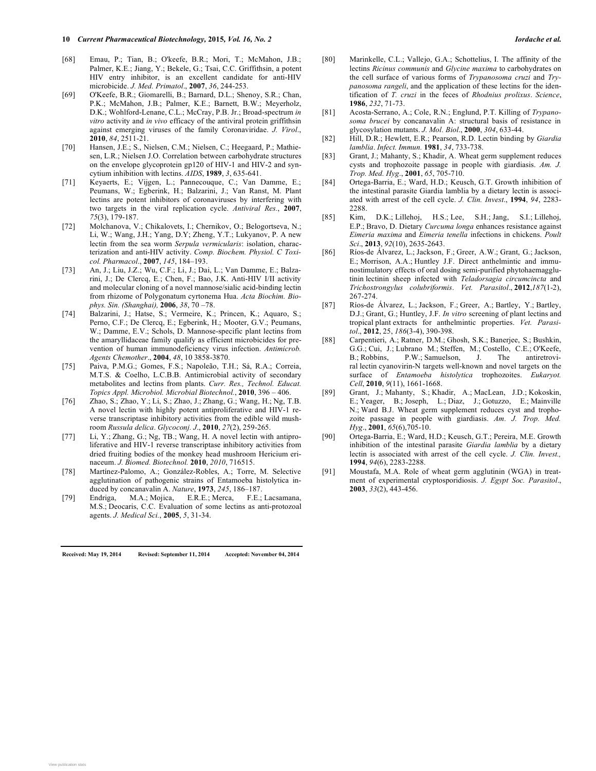[68] Emau, P.; Tian, B.; O'keefe, B.R.; Mori, T.; McMahon, J.B.; Palmer, K.E.; Jiang, Y.; Bekele, G.; Tsai, C.C. Griffithsin, a potent HIV entry inhibitor, is an excellent candidate for anti-HIV microbicide. *J. Med. Primatol*., **2007**, *36*, 244-253.

[69] O'Keefe, B.R.; Giomarelli, B.; Barnard, D.L.; Shenoy, S.R.; Chan, P.K.; McMahon, J.B.; Palmer, K.E.; Barnett, B.W.; Meyerholz, D.K.; Wohlford-Lenane, C.L.; McCray, P.B. Jr.; Broad-spectrum *in vitro* activity and *in vivo* efficacy of the antiviral protein griffithsin against emerging viruses of the family Coronaviridae. *J. Virol*., **2010**, *84*, 2511-21.

[70] Hansen, J.E.; S., Nielsen, C.M.; Nielsen, C.; Heegaard, P.; Mathiesen, L.R.; Nielsen J.O. Correlation between carbohydrate structures on the envelope glycoprotein gp120 of HIV-1 and HIV-2 and syncytium inhibition with lectins. *AIDS*, **1989**, *3*, 635-641.

[71] Keyaerts, E.; Vijgen, L.; Pannecouque, C.; Van Damme, E.; Peumans, W.; Egberink, H.; Balzarini, J.; Van Ranst, M. Plant lectins are potent inhibitors of coronaviruses by interfering with two targets in the viral replication cycle. *Antiviral Res.*, **2007**, *75*(3), 179-187.

[72] Molchanova, V.; Chikalovets, I.; Chernikov, O.; Belogortseva, N.; Li, W.; Wang, J.H.; Yang, D.Y; Zheng, Y.T.; Lukyanov, P. A new lectin from the sea worm *Serpula vermicularis*: isolation, characterization and anti-HIV activity. *Comp. Biochem. Physiol. C Toxicol. Pharmacol*., **2007**, *145*, 184–193.

[73] An, J.; Liu, J.Z.; Wu, C.F.; Li, J.; Dai, L.; Van Damme, E.; Balzarini, J.; De Clercq, E.; Chen, F.; Bao, J.K. Anti-HIV I/II activity and molecular cloning of a novel mannose/sialic acid-binding lectin from rhizome of Polygonatum cyrtonema Hua. *Acta Biochim. Biophys. Sin. (Shanghai),* **2006**, *38*, 70 –78.

[74] Balzarini, J.; Hatse, S.; Vermeire, K.; Princen, K.; Aquaro, S.; Perno, C.F.; De Clercq, E.; Egberink, H.; Mooter, G.V.; Peumans, W.; Damme, E.V.; Schols, D. Mannose-specific plant lectins from the amaryllidaceae family qualify as efficient microbicides for prevention of human immunodeficiency virus infection. *Antimicrob. Agents Chemother*., **2004**, *48*, 10 3858-3870.

[75] Paiva, P.M.G.; Gomes, F.S.; Napoleão, T.H.; Sá, R.A.; Correia, M.T.S. & Coelho, L.C.B.B. Antimicrobial activity of secondary metabolites and lectins from plants. *Curr. Res., Technol. Educat. Topics Appl. Microbiol. Microbial Biotechnol.*, **2010**, 396 – 406.

[76] Zhao, S.; Zhao, Y.; Li, S.; Zhao, J.; Zhang, G.; Wang, H.; Ng, T.B. A novel lectin with highly potent antiproliferative and HIV-1 reverse transcriptase inhibitory activities from the edible wild mushroom *Russula delica*. *Glycoconj. J*., **2010**, *27*(2), 259-265.

[77] Li, Y.; Zhang, G.; Ng, TB.; Wang, H. A novel lectin with antiproliferative and HIV-1 reverse transcriptase inhibitory activities from dried fruiting bodies of the monkey head mushroom Hericium erinaceum. *J. Biomed. Biotechnol.* **2010**, *2010*, 716515.

[78] Martínez-Palomo, A.; González-Robles, A.; Torre, M. Selective agglutination of pathogenic strains of Entamoeba histolytica induced by concanavalin A. *Nature*, **1973**, *245*, 186–187.

[79] Endriga, M.A.; Mojica, E.R.E.; Merca, F.E.; Lacsamana, M.S.; Deocaris, C.C. Evaluation of some lectins as anti-protozoal agents. *J. Medical Sci.*, **2005**, *5*, 31-34.

[80] Marinkelle, C.L.; Vallejo, G.A.; Schottelius, I. The affinity of the lectins *Ricinus communis* and *Glycine maxima* to carbohydrates on the cell surface of various forms of *Trypanosoma cruzi* and *Trypanosoma rangeli*, and the application of these lectins for the identification of *T. cruzi* in the feces of *Rhodnius prolixus*. *Science*, **1986**, *232*, 71-73.

[81] Acosta-Serrano, A.; Cole, R.N.; Englund, P.T. Killing of *Trypanosoma brucei* by concanavalin A: structural basis of resistance in glycosylation mutants. *J. Mol. Biol*., **2000**, *304*, 633-44.

[82] Hill, D.R.; Hewlett, E.R.; Pearson, R.D. Lectin binding by *Giardia lamblia*. *Infect. Immun.* **1981**, *34*, 733-738.

[83] Grant, J.; Mahanty, S.; Khadir, A. Wheat germ supplement reduces cysts and trophozoite passage in people with giardiasis. *Am. J. Trop. Med. Hyg*., **2001**, *65*, 705-710.

[84] Ortega-Barria, E.; Ward, H.D.; Keusch, G.T. Growth inhibition of the intestinal parasite Giardia lamblia by a dietary lectin is associated with arrest of the cell cycle. *J. Clin. Invest*., **1994**, *94*, 2283-2288.

[85] Kim, D.K.; Lillehoj, H.S.; Lee, S.H.; Jang, S.I.; Lillehoj, E.P.; Bravo, D. Dietary *Curcuma longa* enhances resistance against *Eimeria maxima* and *Eimeria tenella* infections in chickens. *Poult Sci*., **2013**, *92*(10), 2635-2643.

[86] Ríos-de Álvarez, L.; Jackson, F.; Greer, A.W.; Grant, G.; Jackson, E.; Morrison, A.A.; Huntley J.F. Direct anthelmintic and immunostimulatory effects of oral dosing semi-purified phytohaemagglutinin lectinin sheep infected with *Teladorsagia circumcincta* and *Trichostrongylus colubriformis*. *Vet. Parasitol*., **2012**,*187*(1-2), 267-274.

[87] Ríos-de Álvarez, L.; Jackson, F.; Greer, A.; Bartley, Y.; Bartley, D.J.; Grant, G.; Huntley, J.F. *In vitro* screening of plant lectins and tropical plant extracts for anthelmintic properties. *Vet. Parasitol*., **2012**, 25, *186*(3-4), 390-398.

[88] Carpentieri, A.; Ratner, D.M.; Ghosh, S.K.; Banerjee, S.; Bushkin, G.G.; Cui, J.; Lubrano M.; Steffen, M.; Costello, C.E.; O'Keefe, B.; Robbins, P.W.; Samuelson, J. The antiretroviral lectin cyanovirin-N targets well-known and novel targets on the surface of *Entamoeba histolytica* trophozoites. *Eukaryot. Cell*, **2010**, *9*(11), 1661-1668.

[89] Grant, J.; Mahanty, S.; Khadir, A.; MacLean, J.D.; Kokoskin, E.; Yeager, B.; Joseph, L.; Diaz, J.; Gotuzzo, E.; Mainville N.; Ward B.J. Wheat germ supplement reduces cyst and trophozoite passage in people with giardiasis. *Am. J. Trop. Med. Hyg*., **2001**, *65*(6),705-10.

[90] Ortega-Barria, E.; Ward, H.D.; Keusch, G.T.; Pereira, M.E. Growth inhibition of the intestinal parasite *Giardia lamblia* by a dietary lectin is associated with arrest of the cell cycle. *J. Clin. Invest.,* **1994**, *94*(6), 2283-2288.

[91] Moustafa, M.A. Role of wheat germ agglutinin (WGA) in treatment of experimental cryptosporidiosis. *J. Egypt Soc. Parasitol*., **2003**, *33*(2), 443-456.

**Received: May 19, 2014 Revised: September 11, 2014 Accepted: November 04, 2014**